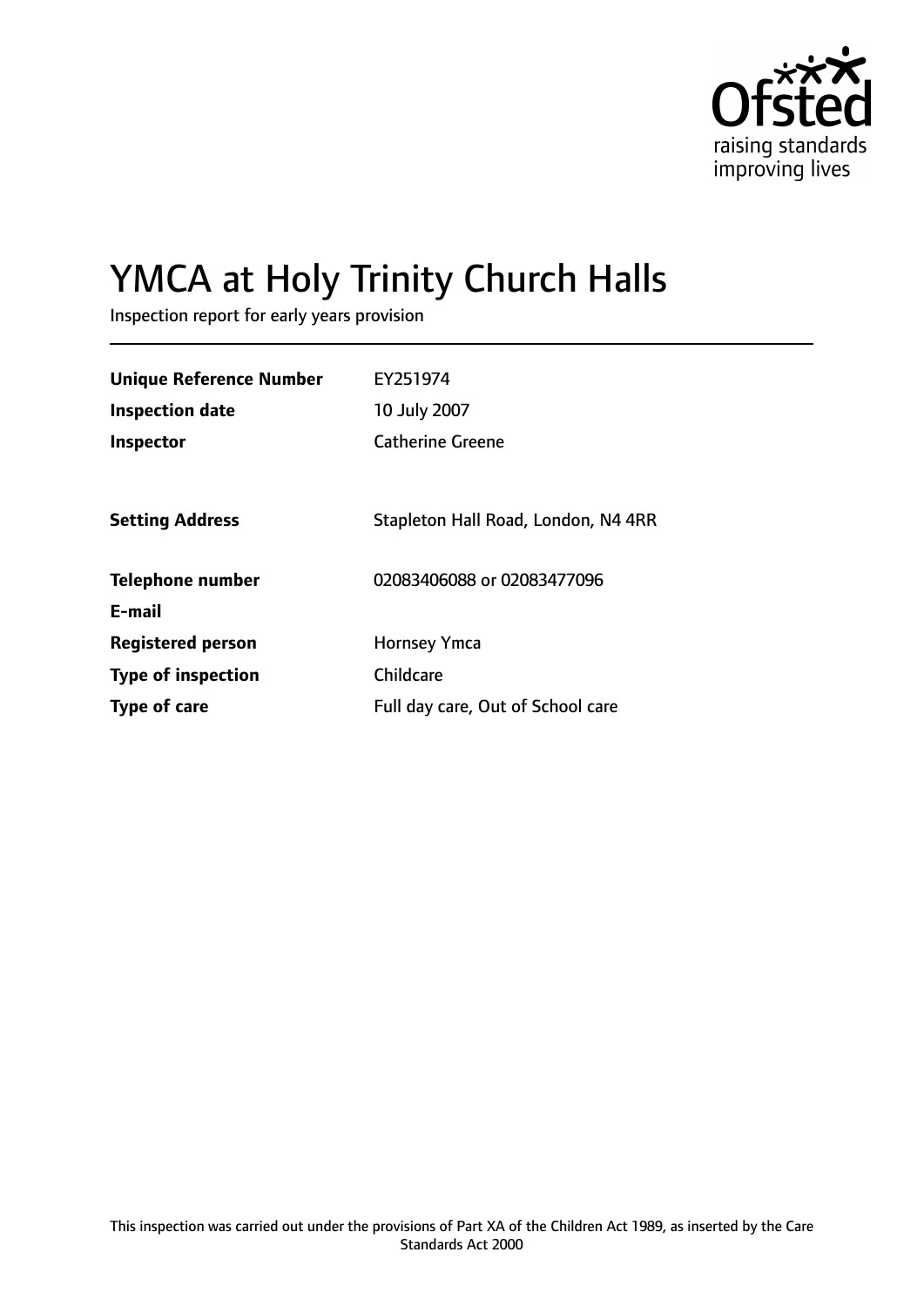Ofsted
raising standards
improving lives

# YMCA at Holy Trinity Church Halls

Inspection report for early years provision

| | |
|---|---|
| **Unique Reference Number** | EY251974 |
| **Inspection date** | 10 July 2007 |
| **Inspector** | Catherine Greene |
| | |
| **Setting Address** | Stapleton Hall Road, London, N4 4RR |
| | |
| **Telephone number** | 02083406088 or 02083477096 |
| **E-mail** | |
| **Registered person** | Hornsey Ymca |
| **Type of inspection** | Childcare |
| **Type of care** | Full day care, Out of School care |

This inspection was carried out under the provisions of Part XA of the Children Act 1989, as inserted by the Care Standards Act 2000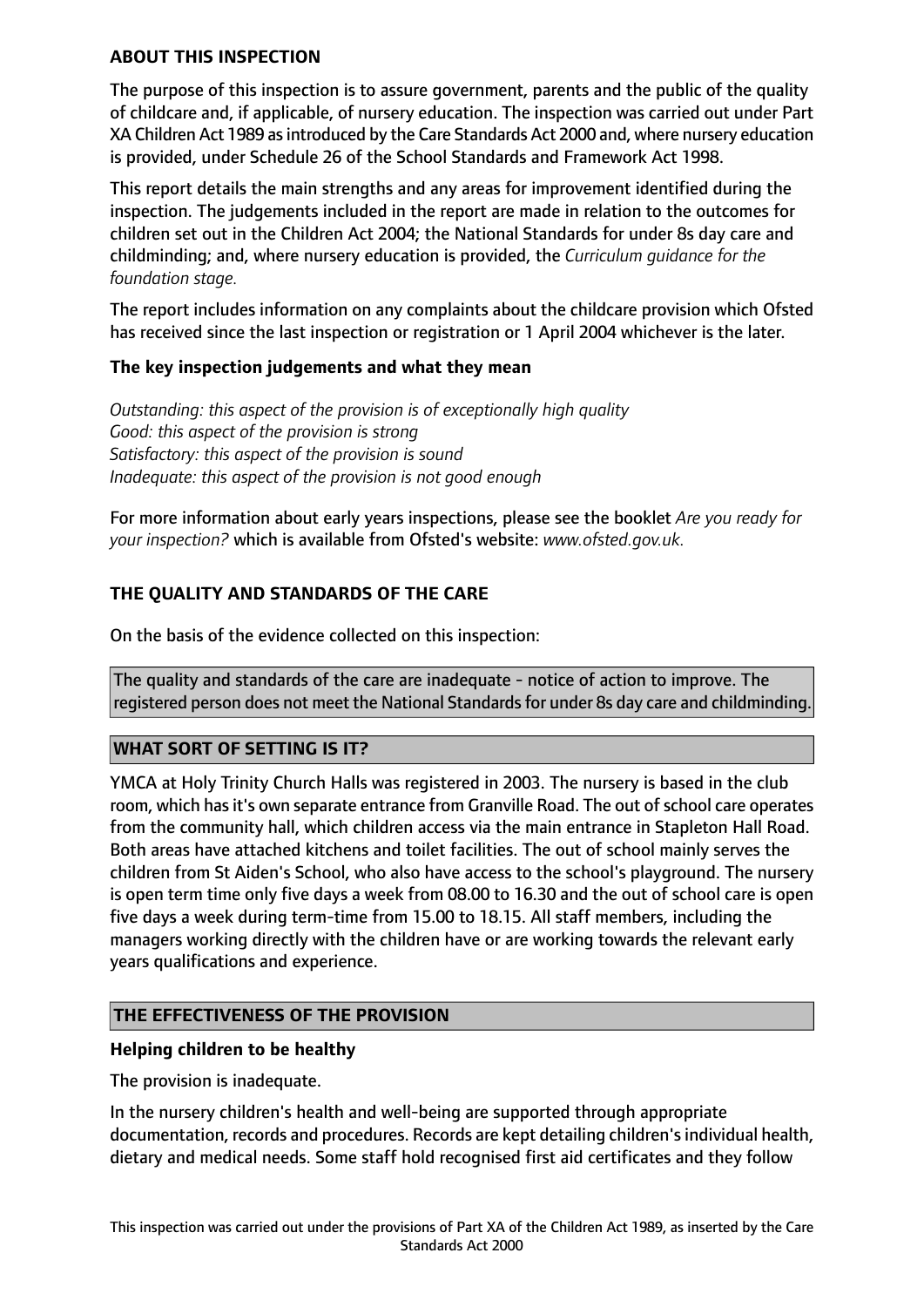**ABOUT THIS INSPECTION**

The purpose of this inspection is to assure government, parents and the public of the quality of childcare and, if applicable, of nursery education. The inspection was carried out under Part XA Children Act 1989 as introduced by the Care Standards Act 2000 and, where nursery education is provided, under Schedule 26 of the School Standards and Framework Act 1998.

This report details the main strengths and any areas for improvement identified during the inspection. The judgements included in the report are made in relation to the outcomes for children set out in the Children Act 2004; the National Standards for under 8s day care and childminding; and, where nursery education is provided, the *Curriculum guidance for the foundation stage.*

The report includes information on any complaints about the childcare provision which Ofsted has received since the last inspection or registration or 1 April 2004 whichever is the later.

**The key inspection judgements and what they mean**

*Outstanding: this aspect of the provision is of exceptionally high quality*
*Good: this aspect of the provision is strong*
*Satisfactory: this aspect of the provision is sound*
*Inadequate: this aspect of the provision is not good enough*

For more information about early years inspections, please see the booklet *Are you ready for your inspection?* which is available from Ofsted's website: *www.ofsted.gov.uk.*

**THE QUALITY AND STANDARDS OF THE CARE**

On the basis of the evidence collected on this inspection:

The quality and standards of the care are inadequate - notice of action to improve. The registered person does not meet the National Standards for under 8s day care and childminding.

**WHAT SORT OF SETTING IS IT?**

YMCA at Holy Trinity Church Halls was registered in 2003. The nursery is based in the club room, which has it's own separate entrance from Granville Road. The out of school care operates from the community hall, which children access via the main entrance in Stapleton Hall Road. Both areas have attached kitchens and toilet facilities. The out of school mainly serves the children from St Aiden's School, who also have access to the school's playground. The nursery is open term time only five days a week from 08.00 to 16.30 and the out of school care is open five days a week during term-time from 15.00 to 18.15. All staff members, including the managers working directly with the children have or are working towards the relevant early years qualifications and experience.

**THE EFFECTIVENESS OF THE PROVISION**

**Helping children to be healthy**

The provision is inadequate.

In the nursery children's health and well-being are supported through appropriate documentation, records and procedures. Records are kept detailing children's individual health, dietary and medical needs. Some staff hold recognised first aid certificates and they follow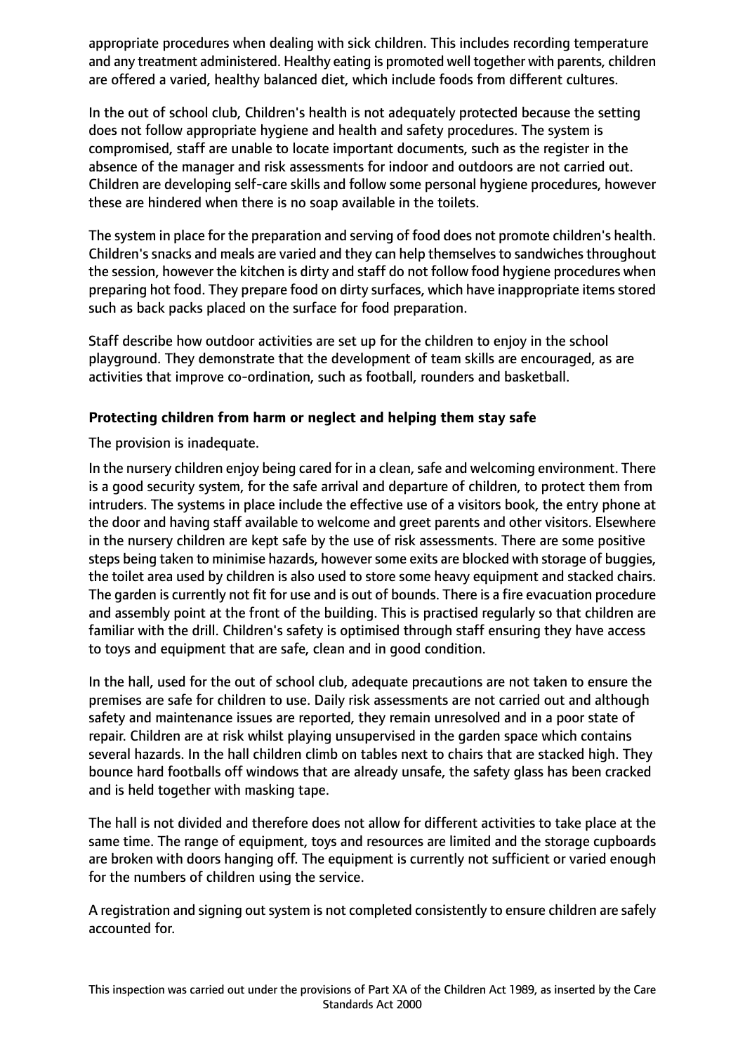appropriate procedures when dealing with sick children. This includes recording temperature and any treatment administered. Healthy eating is promoted well together with parents, children are offered a varied, healthy balanced diet, which include foods from different cultures.

In the out of school club, Children's health is not adequately protected because the setting does not follow appropriate hygiene and health and safety procedures. The system is compromised, staff are unable to locate important documents, such as the register in the absence of the manager and risk assessments for indoor and outdoors are not carried out. Children are developing self-care skills and follow some personal hygiene procedures, however these are hindered when there is no soap available in the toilets.

The system in place for the preparation and serving of food does not promote children's health. Children's snacks and meals are varied and they can help themselves to sandwiches throughout the session, however the kitchen is dirty and staff do not follow food hygiene procedures when preparing hot food. They prepare food on dirty surfaces, which have inappropriate items stored such as back packs placed on the surface for food preparation.

Staff describe how outdoor activities are set up for the children to enjoy in the school playground. They demonstrate that the development of team skills are encouraged, as are activities that improve co-ordination, such as football, rounders and basketball.

**Protecting children from harm or neglect and helping them stay safe**

The provision is inadequate.

In the nursery children enjoy being cared for in a clean, safe and welcoming environment. There is a good security system, for the safe arrival and departure of children, to protect them from intruders. The systems in place include the effective use of a visitors book, the entry phone at the door and having staff available to welcome and greet parents and other visitors. Elsewhere in the nursery children are kept safe by the use of risk assessments. There are some positive steps being taken to minimise hazards, however some exits are blocked with storage of buggies, the toilet area used by children is also used to store some heavy equipment and stacked chairs. The garden is currently not fit for use and is out of bounds. There is a fire evacuation procedure and assembly point at the front of the building. This is practised regularly so that children are familiar with the drill. Children's safety is optimised through staff ensuring they have access to toys and equipment that are safe, clean and in good condition.

In the hall, used for the out of school club, adequate precautions are not taken to ensure the premises are safe for children to use. Daily risk assessments are not carried out and although safety and maintenance issues are reported, they remain unresolved and in a poor state of repair. Children are at risk whilst playing unsupervised in the garden space which contains several hazards. In the hall children climb on tables next to chairs that are stacked high. They bounce hard footballs off windows that are already unsafe, the safety glass has been cracked and is held together with masking tape.

The hall is not divided and therefore does not allow for different activities to take place at the same time. The range of equipment, toys and resources are limited and the storage cupboards are broken with doors hanging off. The equipment is currently not sufficient or varied enough for the numbers of children using the service.

A registration and signing out system is not completed consistently to ensure children are safely accounted for.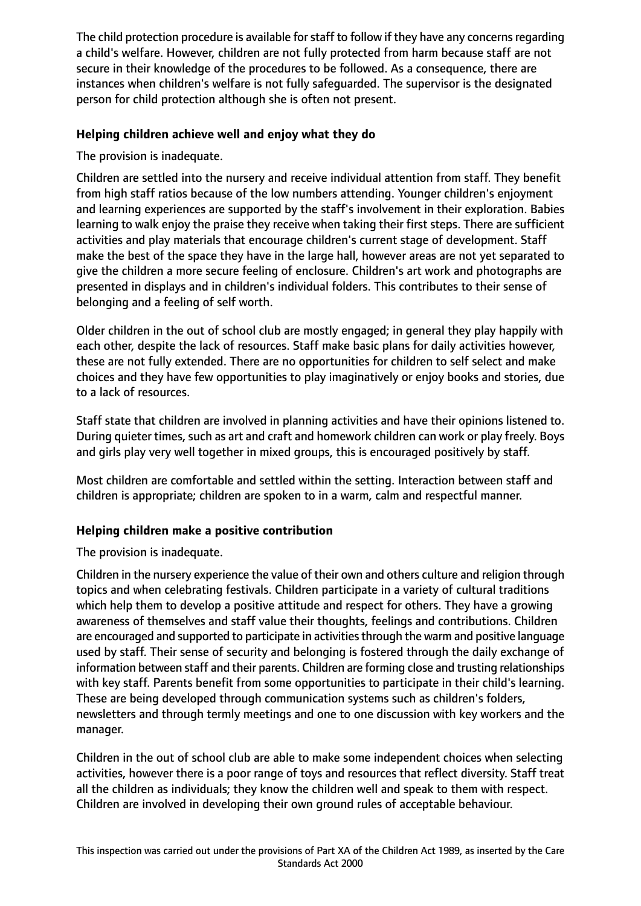The child protection procedure is available for staff to follow if they have any concerns regarding a child's welfare. However, children are not fully protected from harm because staff are not secure in their knowledge of the procedures to be followed. As a consequence, there are instances when children's welfare is not fully safeguarded. The supervisor is the designated person for child protection although she is often not present.

### Helping children achieve well and enjoy what they do

The provision is inadequate.

Children are settled into the nursery and receive individual attention from staff. They benefit from high staff ratios because of the low numbers attending. Younger children's enjoyment and learning experiences are supported by the staff's involvement in their exploration. Babies learning to walk enjoy the praise they receive when taking their first steps. There are sufficient activities and play materials that encourage children's current stage of development. Staff make the best of the space they have in the large hall, however areas are not yet separated to give the children a more secure feeling of enclosure. Children's art work and photographs are presented in displays and in children's individual folders. This contributes to their sense of belonging and a feeling of self worth.

Older children in the out of school club are mostly engaged; in general they play happily with each other, despite the lack of resources. Staff make basic plans for daily activities however, these are not fully extended. There are no opportunities for children to self select and make choices and they have few opportunities to play imaginatively or enjoy books and stories, due to a lack of resources.

Staff state that children are involved in planning activities and have their opinions listened to. During quieter times, such as art and craft and homework children can work or play freely. Boys and girls play very well together in mixed groups, this is encouraged positively by staff.

Most children are comfortable and settled within the setting. Interaction between staff and children is appropriate; children are spoken to in a warm, calm and respectful manner.

### Helping children make a positive contribution

The provision is inadequate.

Children in the nursery experience the value of their own and others culture and religion through topics and when celebrating festivals. Children participate in a variety of cultural traditions which help them to develop a positive attitude and respect for others. They have a growing awareness of themselves and staff value their thoughts, feelings and contributions. Children are encouraged and supported to participate in activities through the warm and positive language used by staff. Their sense of security and belonging is fostered through the daily exchange of information between staff and their parents. Children are forming close and trusting relationships with key staff. Parents benefit from some opportunities to participate in their child's learning. These are being developed through communication systems such as children's folders, newsletters and through termly meetings and one to one discussion with key workers and the manager.

Children in the out of school club are able to make some independent choices when selecting activities, however there is a poor range of toys and resources that reflect diversity. Staff treat all the children as individuals; they know the children well and speak to them with respect. Children are involved in developing their own ground rules of acceptable behaviour.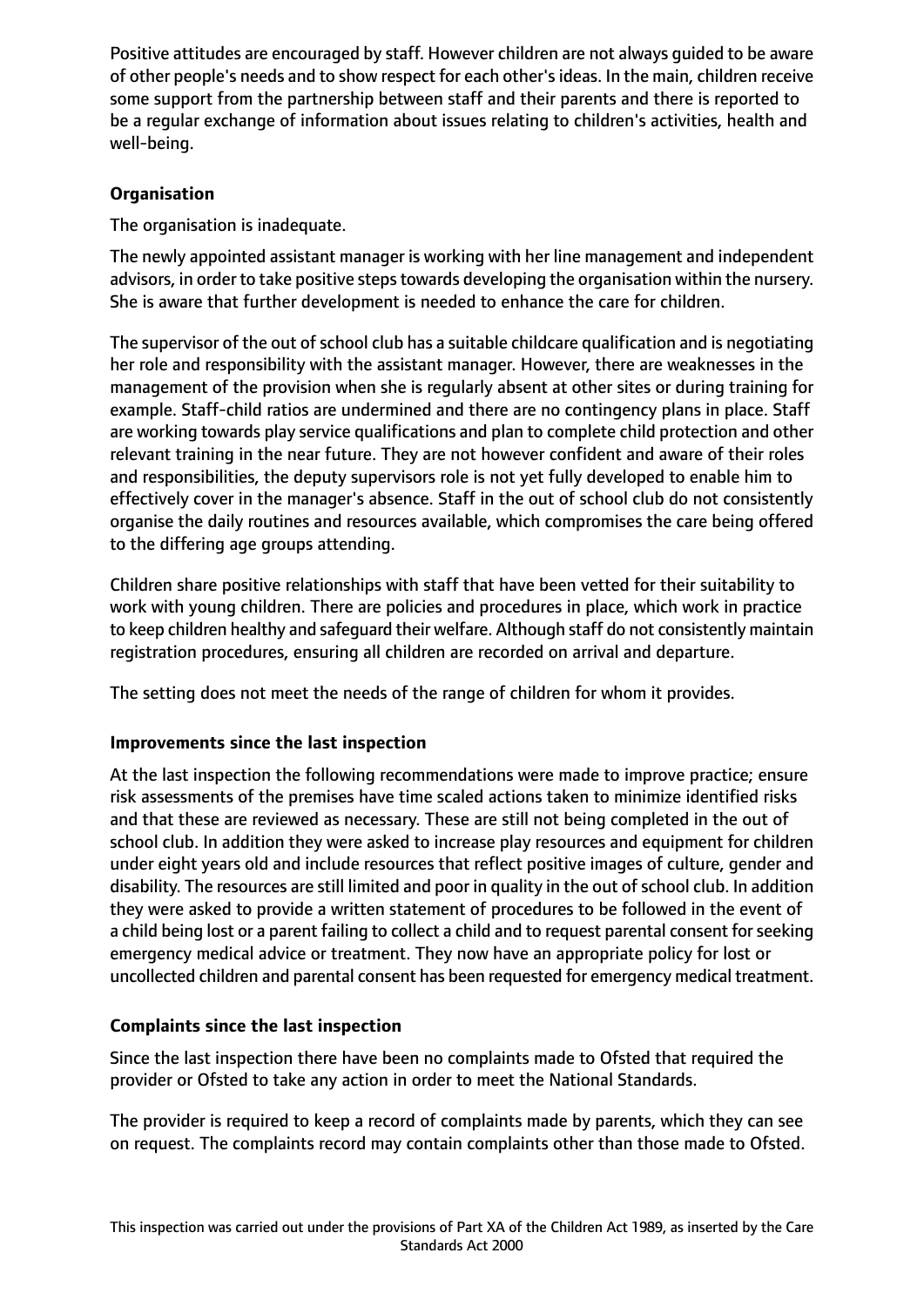Positive attitudes are encouraged by staff. However children are not always guided to be aware of other people's needs and to show respect for each other's ideas. In the main, children receive some support from the partnership between staff and their parents and there is reported to be a regular exchange of information about issues relating to children's activities, health and well-being.

**Organisation**

The organisation is inadequate.

The newly appointed assistant manager is working with her line management and independent advisors, in order to take positive steps towards developing the organisation within the nursery. She is aware that further development is needed to enhance the care for children.

The supervisor of the out of school club has a suitable childcare qualification and is negotiating her role and responsibility with the assistant manager. However, there are weaknesses in the management of the provision when she is regularly absent at other sites or during training for example. Staff-child ratios are undermined and there are no contingency plans in place. Staff are working towards play service qualifications and plan to complete child protection and other relevant training in the near future. They are not however confident and aware of their roles and responsibilities, the deputy supervisors role is not yet fully developed to enable him to effectively cover in the manager's absence. Staff in the out of school club do not consistently organise the daily routines and resources available, which compromises the care being offered to the differing age groups attending.

Children share positive relationships with staff that have been vetted for their suitability to work with young children. There are policies and procedures in place, which work in practice to keep children healthy and safeguard their welfare. Although staff do not consistently maintain registration procedures, ensuring all children are recorded on arrival and departure.

The setting does not meet the needs of the range of children for whom it provides.

**Improvements since the last inspection**

At the last inspection the following recommendations were made to improve practice; ensure risk assessments of the premises have time scaled actions taken to minimize identified risks and that these are reviewed as necessary. These are still not being completed in the out of school club. In addition they were asked to increase play resources and equipment for children under eight years old and include resources that reflect positive images of culture, gender and disability. The resources are still limited and poor in quality in the out of school club. In addition they were asked to provide a written statement of procedures to be followed in the event of a child being lost or a parent failing to collect a child and to request parental consent for seeking emergency medical advice or treatment. They now have an appropriate policy for lost or uncollected children and parental consent has been requested for emergency medical treatment.

**Complaints since the last inspection**

Since the last inspection there have been no complaints made to Ofsted that required the provider or Ofsted to take any action in order to meet the National Standards.

The provider is required to keep a record of complaints made by parents, which they can see on request. The complaints record may contain complaints other than those made to Ofsted.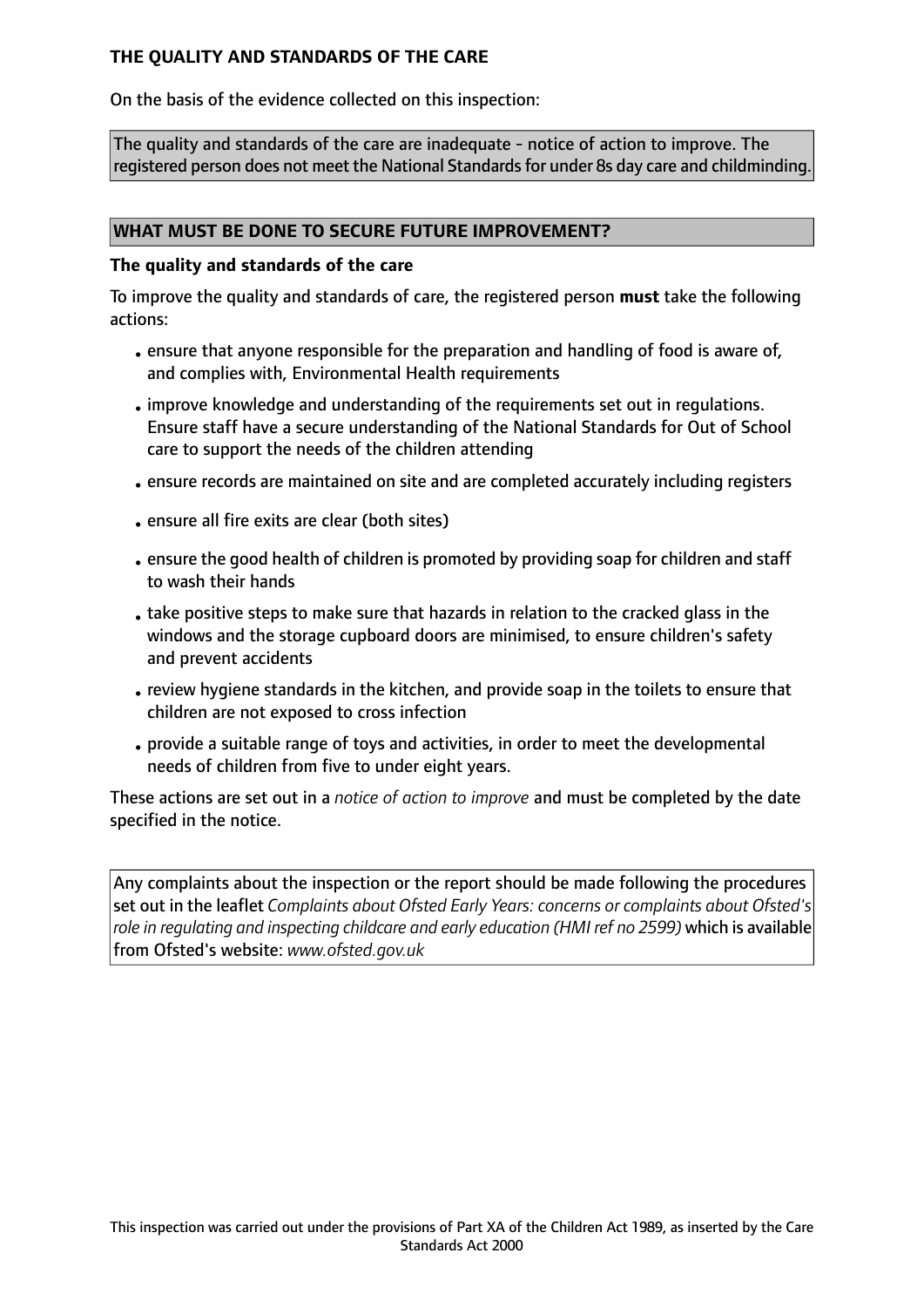## THE QUALITY AND STANDARDS OF THE CARE

On the basis of the evidence collected on this inspection:

The quality and standards of the care are inadequate - notice of action to improve. The registered person does not meet the National Standards for under 8s day care and childminding.

## WHAT MUST BE DONE TO SECURE FUTURE IMPROVEMENT?

### The quality and standards of the care

To improve the quality and standards of care, the registered person **must** take the following actions:

- ensure that anyone responsible for the preparation and handling of food is aware of, and complies with, Environmental Health requirements
- improve knowledge and understanding of the requirements set out in regulations. Ensure staff have a secure understanding of the National Standards for Out of School care to support the needs of the children attending
- ensure records are maintained on site and are completed accurately including registers
- ensure all fire exits are clear (both sites)
- ensure the good health of children is promoted by providing soap for children and staff to wash their hands
- take positive steps to make sure that hazards in relation to the cracked glass in the windows and the storage cupboard doors are minimised, to ensure children's safety and prevent accidents
- review hygiene standards in the kitchen, and provide soap in the toilets to ensure that children are not exposed to cross infection
- provide a suitable range of toys and activities, in order to meet the developmental needs of children from five to under eight years.

These actions are set out in a *notice of action to improve* and must be completed by the date specified in the notice.

Any complaints about the inspection or the report should be made following the procedures set out in the leaflet *Complaints about Ofsted Early Years: concerns or complaints about Ofsted's role in regulating and inspecting childcare and early education (HMI ref no 2599)* which is available from Ofsted's website: *www.ofsted.gov.uk*

This inspection was carried out under the provisions of Part XA of the Children Act 1989, as inserted by the Care Standards Act 2000